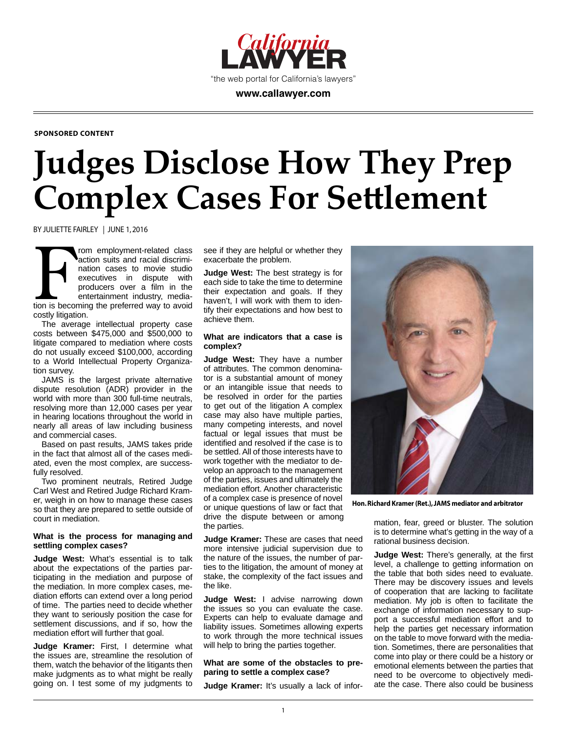California LAWYER

"the web portal for California's lawyers"

www.callawyer.com

**SPONSORED CONTENT**

# Judges Disclose How They Prep Complex Cases For Settlement

BY JULIETTE FAIRLEY | JUNE 1, 2016

From employment-related class action suits and racial discrimination cases to movie studio executives in dispute with producers over a film in the entertainment industry, mediation is becoming the preferred way to avoid costly litigation.

The average intellectual property case costs between $475,000 and $500,000 to litigate compared to mediation where costs do not usually exceed $100,000, according to a World Intellectual Property Organization survey.

JAMS is the largest private alternative dispute resolution (ADR) provider in the world with more than 300 full-time neutrals, resolving more than 12,000 cases per year in hearing locations throughout the world in nearly all areas of law including business and commercial cases.

Based on past results, JAMS takes pride in the fact that almost all of the cases mediated, even the most complex, are successfully resolved.

Two prominent neutrals, Retired Judge Carl West and Retired Judge Richard Kramer, weigh in on how to manage these cases so that they are prepared to settle outside of court in mediation.

**What is the process for managing and settling complex cases?**

**Judge West:** What's essential is to talk about the expectations of the parties participating in the mediation and purpose of the mediation. In more complex cases, mediation efforts can extend over a long period of time. The parties need to decide whether they want to seriously position the case for settlement discussions, and if so, how the mediation effort will further that goal.

**Judge Kramer:** First, I determine what the issues are, streamline the resolution of them, watch the behavior of the litigants then make judgments as to what might be really going on. I test some of my judgments to see if they are helpful or whether they exacerbate the problem.

**Judge West:** The best strategy is for each side to take the time to determine their expectation and goals. If they haven't, I will work with them to identify their expectations and how best to achieve them.

**What are indicators that a case is complex?**

**Judge West:** They have a number of attributes. The common denominator is a substantial amount of money or an intangible issue that needs to be resolved in order for the parties to get out of the litigation A complex case may also have multiple parties, many competing interests, and novel factual or legal issues that must be identified and resolved if the case is to be settled. All of those interests have to work together with the mediator to develop an approach to the management of the parties, issues and ultimately the mediation effort. Another characteristic of a complex case is presence of novel or unique questions of law or fact that drive the dispute between or among the parties.

**Judge Kramer:** These are cases that need more intensive judicial supervision due to the nature of the issues, the number of parties to the litigation, the amount of money at stake, the complexity of the fact issues and the like.

**Judge West:** I advise narrowing down the issues so you can evaluate the case. Experts can help to evaluate damage and liability issues. Sometimes allowing experts to work through the more technical issues will help to bring the parties together.

**What are some of the obstacles to preparing to settle a complex case?**

**Judge Kramer:** It's usually a lack of information, fear, greed or bluster. The solution is to determine what's getting in the way of a rational business decision.

Hon. Richard Kramer (Ret.), JAMS mediator and arbitrator

**Judge West:** There's generally, at the first level, a challenge to getting information on the table that both sides need to evaluate. There may be discovery issues and levels of cooperation that are lacking to facilitate mediation. My job is often to facilitate the exchange of information necessary to support a successful mediation effort and to help the parties get necessary information on the table to move forward with the mediation. Sometimes, there are personalities that come into play or there could be a history or emotional elements between the parties that need to be overcome to objectively mediate the case. There also could be business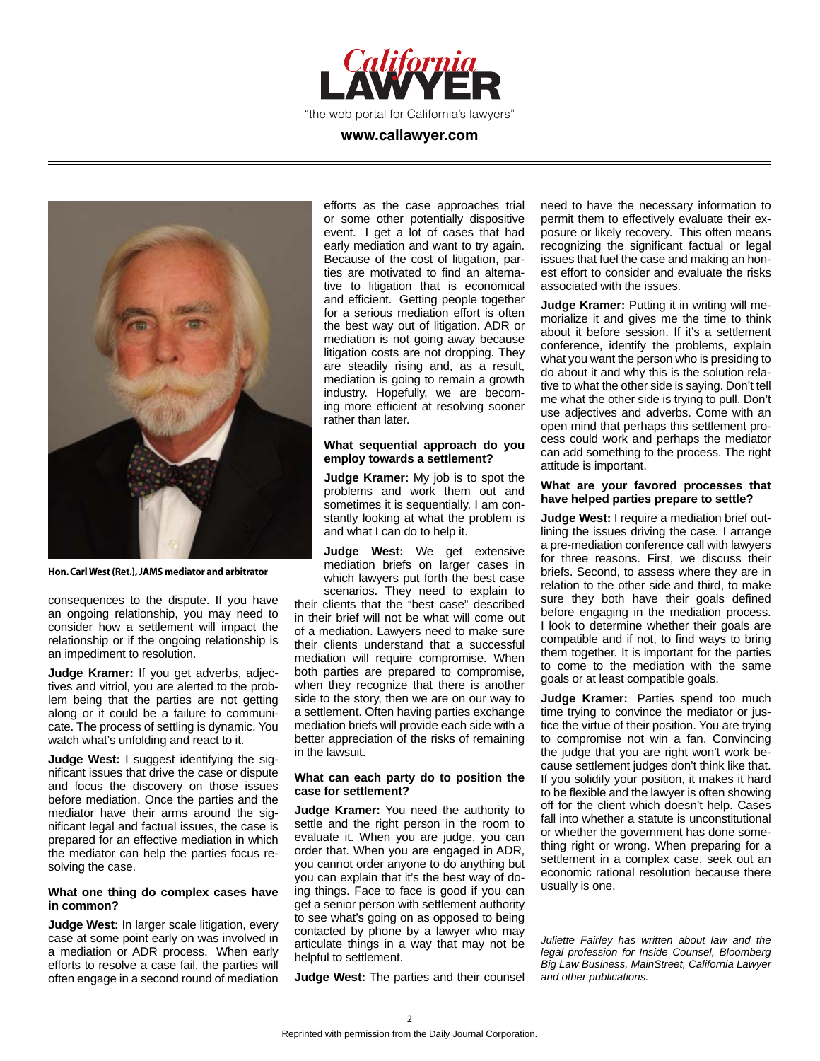Hon. Carl West (Ret.), JAMS mediator and arbitrator

consequences to the dispute. If you have an ongoing relationship, you may need to consider how a settlement will impact the relationship or if the ongoing relationship is an impediment to resolution.

**Judge Kramer:** If you get adverbs, adjectives and vitriol, you are alerted to the problem being that the parties are not getting along or it could be a failure to communicate. The process of settling is dynamic. You watch what's unfolding and react to it.

**Judge West:** I suggest identifying the significant issues that drive the case or dispute and focus the discovery on those issues before mediation. Once the parties and the mediator have their arms around the significant legal and factual issues, the case is prepared for an effective mediation in which the mediator can help the parties focus resolving the case.

### What one thing do complex cases have in common?

**Judge West:** In larger scale litigation, every case at some point early on was involved in a mediation or ADR process. When early efforts to resolve a case fail, the parties will often engage in a second round of mediation efforts as the case approaches trial or some other potentially dispositive event. I get a lot of cases that had early mediation and want to try again. Because of the cost of litigation, parties are motivated to find an alternative to litigation that is economical and efficient. Getting people together for a serious mediation effort is often the best way out of litigation. ADR or mediation is not going away because litigation costs are not dropping. They are steadily rising and, as a result, mediation is going to remain a growth industry. Hopefully, we are becoming more efficient at resolving sooner rather than later.

### What sequential approach do you employ towards a settlement?

**Judge Kramer:** My job is to spot the problems and work them out and sometimes it is sequentially. I am constantly looking at what the problem is and what I can do to help it.

**Judge West:** We get extensive mediation briefs on larger cases in which lawyers put forth the best case scenarios. They need to explain to their clients that the "best case" described in their brief will not be what will come out of a mediation. Lawyers need to make sure their clients understand that a successful mediation will require compromise. When both parties are prepared to compromise, when they recognize that there is another side to the story, then we are on our way to a settlement. Often having parties exchange mediation briefs will provide each side with a better appreciation of the risks of remaining in the lawsuit.

### What can each party do to position the case for settlement?

**Judge Kramer:** You need the authority to settle and the right person in the room to evaluate it. When you are judge, you can order that. When you are engaged in ADR, you cannot order anyone to do anything but you can explain that it's the best way of doing things. Face to face is good if you can get a senior person with settlement authority to see what's going on as opposed to being contacted by phone by a lawyer who may articulate things in a way that may not be helpful to settlement.

**Judge West:** The parties and their counsel need to have the necessary information to permit them to effectively evaluate their exposure or likely recovery. This often means recognizing the significant factual or legal issues that fuel the case and making an honest effort to consider and evaluate the risks associated with the issues.

**Judge Kramer:** Putting it in writing will memorialize it and gives me the time to think about it before session. If it's a settlement conference, identify the problems, explain what you want the person who is presiding to do about it and why this is the solution relative to what the other side is saying. Don't tell me what the other side is trying to pull. Don't use adjectives and adverbs. Come with an open mind that perhaps this settlement process could work and perhaps the mediator can add something to the process. The right attitude is important.

### What are your favored processes that have helped parties prepare to settle?

**Judge West:** I require a mediation brief outlining the issues driving the case. I arrange a pre-mediation conference call with lawyers for three reasons. First, we discuss their briefs. Second, to assess where they are in relation to the other side and third, to make sure they both have their goals defined before engaging in the mediation process. I look to determine whether their goals are compatible and if not, to find ways to bring them together. It is important for the parties to come to the mediation with the same goals or at least compatible goals.

**Judge Kramer:** Parties spend too much time trying to convince the mediator or justice the virtue of their position. You are trying to compromise not win a fan. Convincing the judge that you are right won't work because settlement judges don't think like that. If you solidify your position, it makes it hard to be flexible and the lawyer is often showing off for the client which doesn't help. Cases fall into whether a statute is unconstitutional or whether the government has done something right or wrong. When preparing for a settlement in a complex case, seek out an economic rational resolution because there usually is one.

*Juliette Fairley has written about law and the legal profession for Inside Counsel, Bloomberg Big Law Business, MainStreet, California Lawyer and other publications.*

Reprinted with permission from the Daily Journal Corporation.